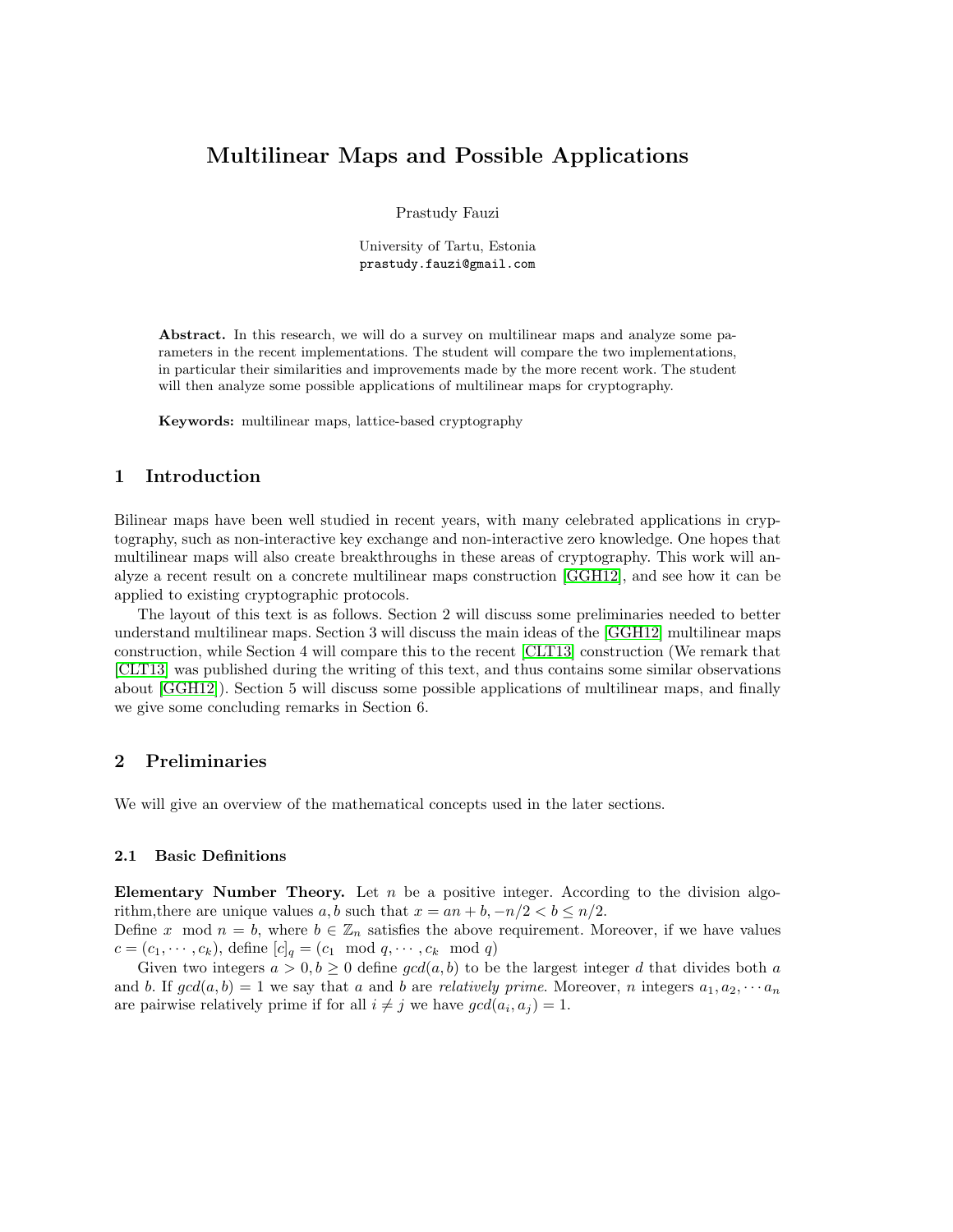# Multilinear Maps and Possible Applications

Prastudy Fauzi

University of Tartu, Estonia
prastudy.fauzi@gmail.com

**Abstract.** In this research, we will do a survey on multilinear maps and analyze some parameters in the recent implementations. The student will compare the two implementations, in particular their similarities and improvements made by the more recent work. The student will then analyze some possible applications of multilinear maps for cryptography.

**Keywords:** multilinear maps, lattice-based cryptography

## 1 Introduction

Bilinear maps have been well studied in recent years, with many celebrated applications in cryptography, such as non-interactive key exchange and non-interactive zero knowledge. One hopes that multilinear maps will also create breakthroughs in these areas of cryptography. This work will analyze a recent result on a concrete multilinear maps construction [GGH12], and see how it can be applied to existing cryptographic protocols.

The layout of this text is as follows. Section 2 will discuss some preliminaries needed to better understand multilinear maps. Section 3 will discuss the main ideas of the [GGH12] multilinear maps construction, while Section 4 will compare this to the recent [CLT13] construction (We remark that [CLT13] was published during the writing of this text, and thus contains some similar observations about [GGH12]). Section 5 will discuss some possible applications of multilinear maps, and finally we give some concluding remarks in Section 6.

## 2 Preliminaries

We will give an overview of the mathematical concepts used in the later sections.

### 2.1 Basic Definitions

**Elementary Number Theory.** Let $n$ be a positive integer. According to the division algorithm,there are unique values $a, b$ such that $x = an + b, -n/2 < b \leq n/2$.
Define $x \mod n = b$, where $b \in \mathbb{Z}_n$ satisfies the above requirement. Moreover, if we have values $c = (c_1, \cdots, c_k)$, define $[c]_q = (c_1 \mod q, \cdots, c_k \mod q)$

Given two integers $a > 0, b \geq 0$ define $gcd(a, b)$ to be the largest integer $d$ that divides both $a$ and $b$. If $gcd(a, b) = 1$ we say that $a$ and $b$ are *relatively prime*. Moreover, $n$ integers $a_1, a_2, \cdots a_n$ are pairwise relatively prime if for all $i \neq j$ we have $gcd(a_i, a_j) = 1$.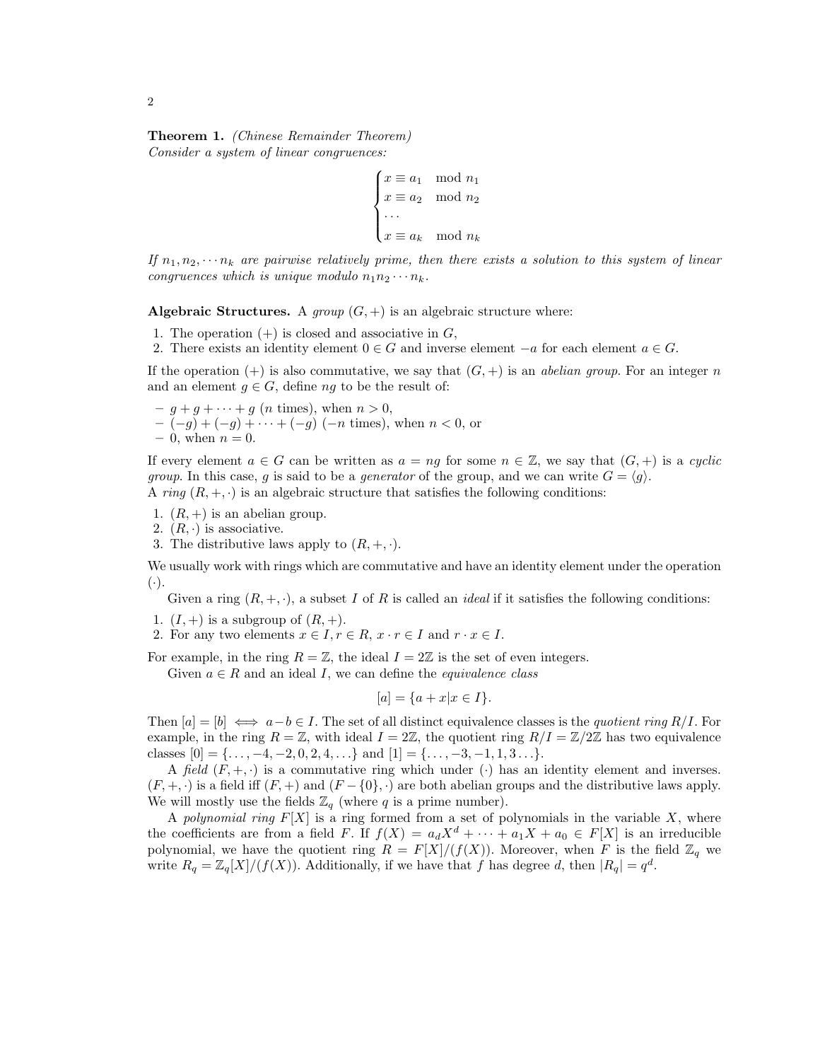**Theorem 1.** *(Chinese Remainder Theorem)*
*Consider a system of linear congruences:*

$$\begin{cases} x \equiv a_1 \mod n_1 \\ x \equiv a_2 \mod n_2 \\ \cdots \\ x \equiv a_k \mod n_k \end{cases}$$

*If $n_1, n_2, \cdots n_k$ are pairwise relatively prime, then there exists a solution to this system of linear congruences which is unique modulo $n_1 n_2 \cdots n_k$.*

**Algebraic Structures.** A *group* $(G, +)$ is an algebraic structure where:

1. The operation $(+)$ is closed and associative in $G$,
2. There exists an identity element $0 \in G$ and inverse element $-a$ for each element $a \in G$.

If the operation $(+)$ is also commutative, we say that $(G, +)$ is an *abelian group*. For an integer $n$ and an element $g \in G$, define $ng$ to be the result of:

- $g + g + \cdots + g$ ($n$ times), when $n > 0$,
- $(-g) + (-g) + \cdots + (-g)$ ($-n$ times), when $n < 0$, or
- $0$, when $n = 0$.

If every element $a \in G$ can be written as $a = ng$ for some $n \in \mathbb{Z}$, we say that $(G, +)$ is a *cyclic group*. In this case, $g$ is said to be a *generator* of the group, and we can write $G = \langle g \rangle$.
A *ring* $(R, +, \cdot)$ is an algebraic structure that satisfies the following conditions:

1. $(R, +)$ is an abelian group.
2. $(R, \cdot)$ is associative.
3. The distributive laws apply to $(R, +, \cdot)$.

We usually work with rings which are commutative and have an identity element under the operation $(\cdot)$.

Given a ring $(R, +, \cdot)$, a subset $I$ of $R$ is called an *ideal* if it satisfies the following conditions:

1. $(I, +)$ is a subgroup of $(R, +)$.
2. For any two elements $x \in I, r \in R$, $x \cdot r \in I$ and $r \cdot x \in I$.

For example, in the ring $R = \mathbb{Z}$, the ideal $I = 2\mathbb{Z}$ is the set of even integers.

Given $a \in R$ and an ideal $I$, we can define the *equivalence class*

$$[a] = \{a + x | x \in I\}.$$

Then $[a] = [b] \iff a - b \in I$. The set of all distinct equivalence classes is the *quotient ring* $R/I$. For example, in the ring $R = \mathbb{Z}$, with ideal $I = 2\mathbb{Z}$, the quotient ring $R/I = \mathbb{Z}/2\mathbb{Z}$ has two equivalence classes $[0] = \{\ldots, -4, -2, 0, 2, 4, \ldots\}$ and $[1] = \{\ldots, -3, -1, 1, 3 \ldots\}$.

A *field* $(F, +, \cdot)$ is a commutative ring which under $(\cdot)$ has an identity element and inverses. $(F, +, \cdot)$ is a field iff $(F, +)$ and $(F - \{0\}, \cdot)$ are both abelian groups and the distributive laws apply. We will mostly use the fields $\mathbb{Z}_q$ (where $q$ is a prime number).

A *polynomial ring* $F[X]$ is a ring formed from a set of polynomials in the variable $X$, where the coefficients are from a field $F$. If $f(X) = a_d X^d + \cdots + a_1 X + a_0 \in F[X]$ is an irreducible polynomial, we have the quotient ring $R = F[X]/(f(X))$. Moreover, when $F$ is the field $\mathbb{Z}_q$ we write $R_q = \mathbb{Z}_q[X]/(f(X))$. Additionally, if we have that $f$ has degree $d$, then $|R_q| = q^d$.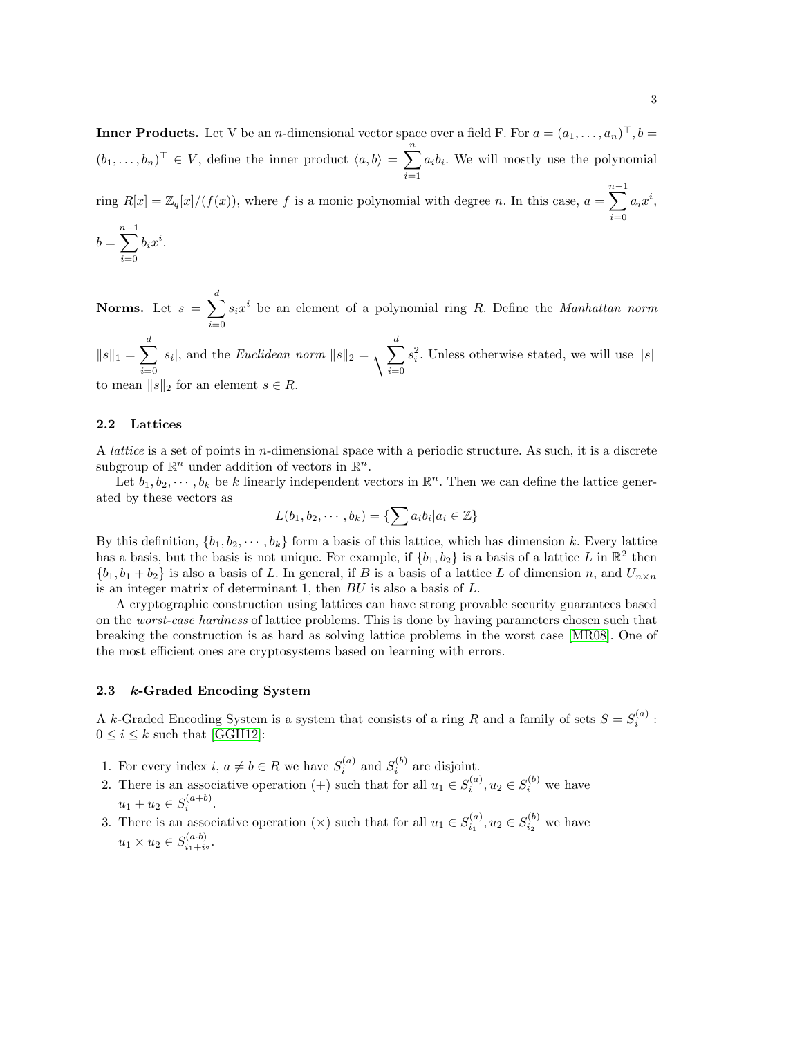**Inner Products.** Let V be an $n$-dimensional vector space over a field F. For $a = (a_1, \ldots, a_n)^\top, b = (b_1, \ldots, b_n)^\top \in V$, define the inner product $\langle a, b\rangle = \sum_{i=1}^{n} a_i b_i$. We will mostly use the polynomial ring $R[x] = \mathbb{Z}_q[x]/(f(x))$, where $f$ is a monic polynomial with degree $n$. In this case, $a = \sum_{i=0}^{n-1} a_i x^i$, $b = \sum_{i=0}^{n-1} b_i x^i$.

**Norms.** Let $s = \sum_{i=0}^{d} s_i x^i$ be an element of a polynomial ring $R$. Define the *Manhattan norm* $\|s\|_1 = \sum_{i=0}^{d} |s_i|$, and the *Euclidean norm* $\|s\|_2 = \sqrt{\sum_{i=0}^{d} s_i^2}$. Unless otherwise stated, we will use $\|s\|$ to mean $\|s\|_2$ for an element $s \in R$.

### 2.2 Lattices

A *lattice* is a set of points in $n$-dimensional space with a periodic structure. As such, it is a discrete subgroup of $\mathbb{R}^n$ under addition of vectors in $\mathbb{R}^n$.

Let $b_1, b_2, \cdots, b_k$ be $k$ linearly independent vectors in $\mathbb{R}^n$. Then we can define the lattice generated by these vectors as

$$L(b_1, b_2, \cdots, b_k) = \{\sum a_i b_i | a_i \in \mathbb{Z}\}$$

By this definition, $\{b_1, b_2, \cdots, b_k\}$ form a basis of this lattice, which has dimension $k$. Every lattice has a basis, but the basis is not unique. For example, if $\{b_1, b_2\}$ is a basis of a lattice $L$ in $\mathbb{R}^2$ then $\{b_1, b_1 + b_2\}$ is also a basis of $L$. In general, if $B$ is a basis of a lattice $L$ of dimension $n$, and $U_{n\times n}$ is an integer matrix of determinant 1, then $BU$ is also a basis of $L$.

A cryptographic construction using lattices can have strong provable security guarantees based on the *worst-case hardness* of lattice problems. This is done by having parameters chosen such that breaking the construction is as hard as solving lattice problems in the worst case [MR08]. One of the most efficient ones are cryptosystems based on learning with errors.

### 2.3 *k*-Graded Encoding System

A $k$-Graded Encoding System is a system that consists of a ring $R$ and a family of sets $S = S_i^{(a)} : 0 \le i \le k$ such that [GGH12]:

1. For every index $i$, $a \neq b \in R$ we have $S_i^{(a)}$ and $S_i^{(b)}$ are disjoint.
2. There is an associative operation $(+)$ such that for all $u_1 \in S_i^{(a)}, u_2 \in S_i^{(b)}$ we have $u_1 + u_2 \in S_i^{(a+b)}$.
3. There is an associative operation $(\times)$ such that for all $u_1 \in S_{i_1}^{(a)}, u_2 \in S_{i_2}^{(b)}$ we have $u_1 \times u_2 \in S_{i_1+i_2}^{(a\cdot b)}$.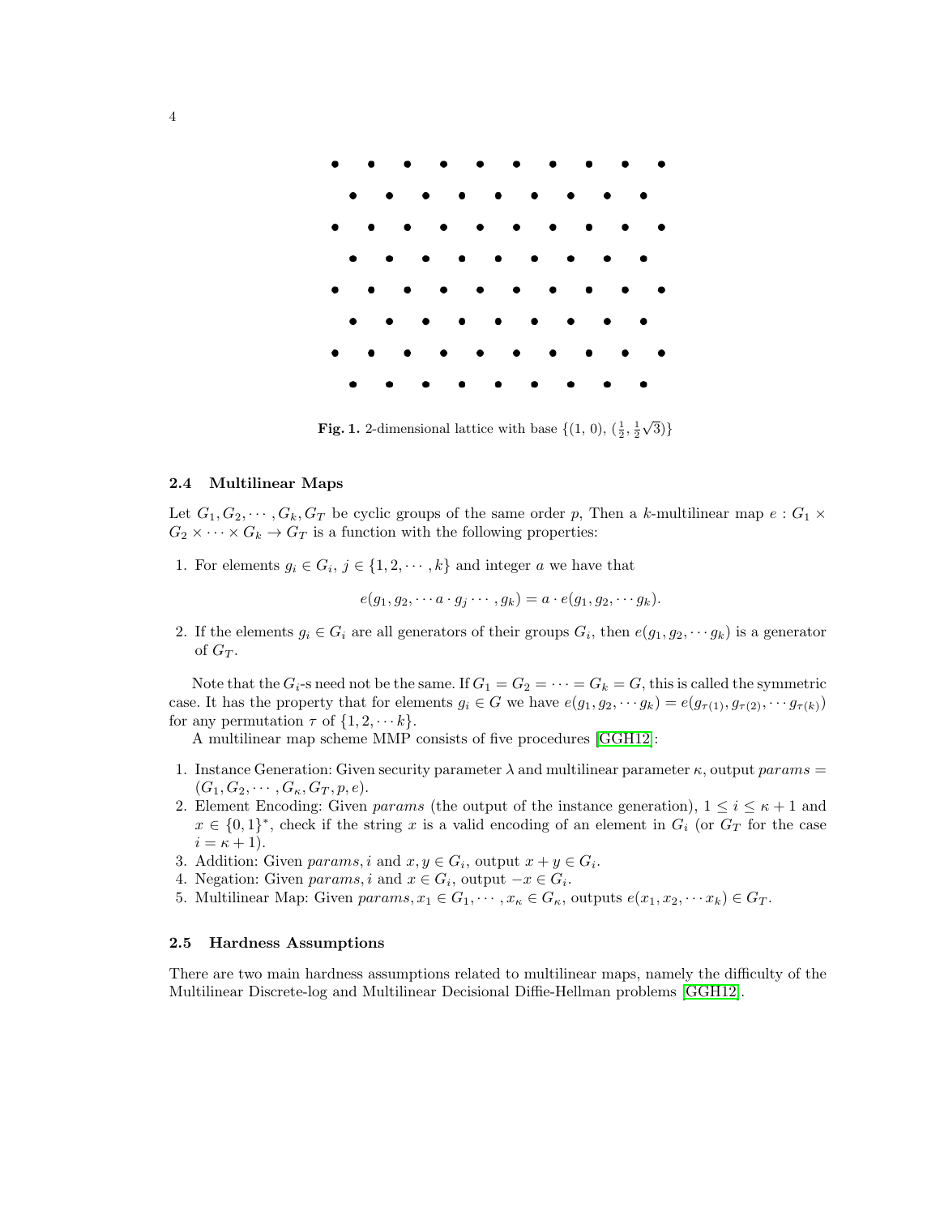**Fig. 1.** 2-dimensional lattice with base $\{(1,\,0),\,(\frac{1}{2},\,\frac{1}{2}\sqrt{3})\}$

### 2.4 Multilinear Maps

Let $G_1, G_2, \cdots, G_k, G_T$ be cyclic groups of the same order $p$, Then a $k$-multilinear map $e : G_1 \times G_2 \times \cdots \times G_k \to G_T$ is a function with the following properties:

1. For elements $g_i \in G_i$, $j \in \{1, 2, \cdots, k\}$ and integer $a$ we have that

$$e(g_1, g_2, \cdots a \cdot g_j \cdots, g_k) = a \cdot e(g_1, g_2, \cdots g_k).$$

2. If the elements $g_i \in G_i$ are all generators of their groups $G_i$, then $e(g_1, g_2, \cdots g_k)$ is a generator of $G_T$.

Note that the $G_i$-s need not be the same. If $G_1 = G_2 = \cdots = G_k = G$, this is called the symmetric case. It has the property that for elements $g_i \in G$ we have $e(g_1, g_2, \cdots g_k) = e(g_{\tau(1)}, g_{\tau(2)}, \cdots g_{\tau(k)})$ for any permutation $\tau$ of $\{1, 2, \cdots k\}$.

A multilinear map scheme MMP consists of five procedures [GGH12]:

1. Instance Generation: Given security parameter $\lambda$ and multilinear parameter $\kappa$, output $params = (G_1, G_2, \cdots, G_\kappa, G_T, p, e)$.
2. Element Encoding: Given $params$ (the output of the instance generation), $1 \le i \le \kappa + 1$ and $x \in \{0, 1\}^*$, check if the string $x$ is a valid encoding of an element in $G_i$ (or $G_T$ for the case $i = \kappa + 1$).
3. Addition: Given $params, i$ and $x, y \in G_i$, output $x + y \in G_i$.
4. Negation: Given $params, i$ and $x \in G_i$, output $-x \in G_i$.
5. Multilinear Map: Given $params, x_1 \in G_1, \cdots, x_\kappa \in G_\kappa$, outputs $e(x_1, x_2, \cdots x_k) \in G_T$.

### 2.5 Hardness Assumptions

There are two main hardness assumptions related to multilinear maps, namely the difficulty of the Multilinear Discrete-log and Multilinear Decisional Diffie-Hellman problems [GGH12].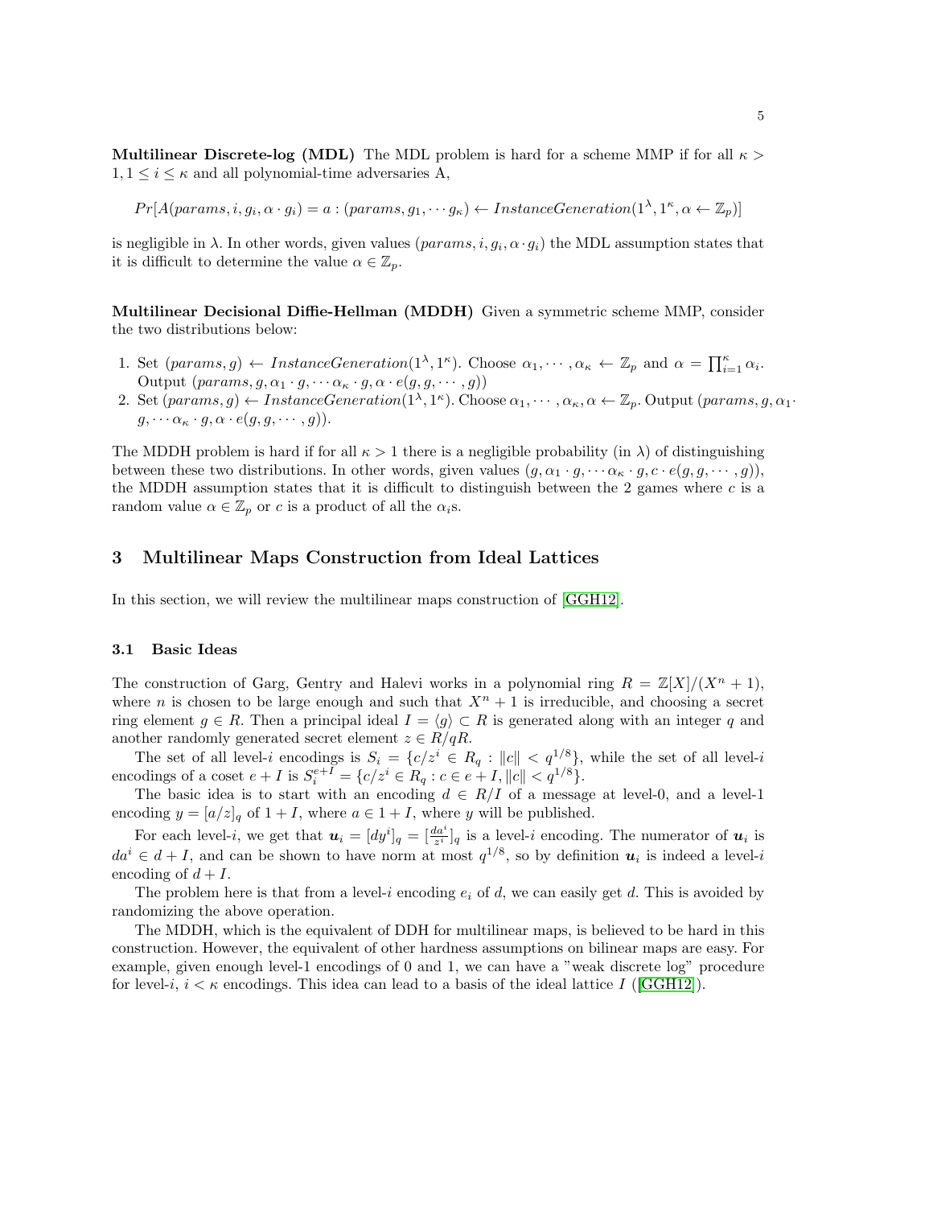**Multilinear Discrete-log (MDL)** The MDL problem is hard for a scheme MMP if for all $\kappa > 1, 1 \leq i \leq \kappa$ and all polynomial-time adversaries A,

$$Pr[A(params, i, g_i, \alpha \cdot g_i) = a : (params, g_1, \cdots g_\kappa) \leftarrow InstanceGeneration(1^\lambda, 1^\kappa, \alpha \leftarrow \mathbb{Z}_p)]$$

is negligible in $\lambda$. In other words, given values $(params, i, g_i, \alpha \cdot g_i)$ the MDL assumption states that it is difficult to determine the value $\alpha \in \mathbb{Z}_p$.

**Multilinear Decisional Diffie-Hellman (MDDH)** Given a symmetric scheme MMP, consider the two distributions below:

1. Set $(params, g) \leftarrow InstanceGeneration(1^\lambda, 1^\kappa)$. Choose $\alpha_1, \cdots, \alpha_\kappa \leftarrow \mathbb{Z}_p$ and $\alpha = \prod_{i=1}^{\kappa} \alpha_i$. Output $(params, g, \alpha_1 \cdot g, \cdots \alpha_\kappa \cdot g, \alpha \cdot e(g, g, \cdots, g))$
2. Set $(params, g) \leftarrow InstanceGeneration(1^\lambda, 1^\kappa)$. Choose $\alpha_1, \cdots, \alpha_\kappa, \alpha \leftarrow \mathbb{Z}_p$. Output $(params, g, \alpha_1 \cdot g, \cdots \alpha_\kappa \cdot g, \alpha \cdot e(g, g, \cdots, g))$.

The MDDH problem is hard if for all $\kappa > 1$ there is a negligible probability (in $\lambda$) of distinguishing between these two distributions. In other words, given values $(g, \alpha_1 \cdot g, \cdots \alpha_\kappa \cdot g, c \cdot e(g, g, \cdots, g))$, the MDDH assumption states that it is difficult to distinguish between the 2 games where $c$ is a random value $\alpha \in \mathbb{Z}_p$ or $c$ is a product of all the $\alpha_i$s.

## 3 Multilinear Maps Construction from Ideal Lattices

In this section, we will review the multilinear maps construction of [GGH12].

### 3.1 Basic Ideas

The construction of Garg, Gentry and Halevi works in a polynomial ring $R = \mathbb{Z}[X]/(X^n + 1)$, where $n$ is chosen to be large enough and such that $X^n + 1$ is irreducible, and choosing a secret ring element $g \in R$. Then a principal ideal $I = \langle g \rangle \subset R$ is generated along with an integer $q$ and another randomly generated secret element $z \in R/qR$.

The set of all level-$i$ encodings is $S_i = \{c/z^i \in R_q : \|c\| < q^{1/8}\}$, while the set of all level-$i$ encodings of a coset $e + I$ is $S_i^{e+I} = \{c/z^i \in R_q : c \in e + I, \|c\| < q^{1/8}\}$.

The basic idea is to start with an encoding $d \in R/I$ of a message at level-0, and a level-1 encoding $y = [a/z]_q$ of $1 + I$, where $a \in 1 + I$, where $y$ will be published.

For each level-$i$, we get that $\boldsymbol{u}_i = [dy^i]_q = [\frac{da^i}{z^i}]_q$ is a level-$i$ encoding. The numerator of $\boldsymbol{u}_i$ is $da^i \in d + I$, and can be shown to have norm at most $q^{1/8}$, so by definition $\boldsymbol{u}_i$ is indeed a level-$i$ encoding of $d + I$.

The problem here is that from a level-$i$ encoding $e_i$ of $d$, we can easily get $d$. This is avoided by randomizing the above operation.

The MDDH, which is the equivalent of DDH for multilinear maps, is believed to be hard in this construction. However, the equivalent of other hardness assumptions on bilinear maps are easy. For example, given enough level-1 encodings of 0 and 1, we can have a "weak discrete log" procedure for level-$i$, $i < \kappa$ encodings. This idea can lead to a basis of the ideal lattice $I$ ([GGH12]).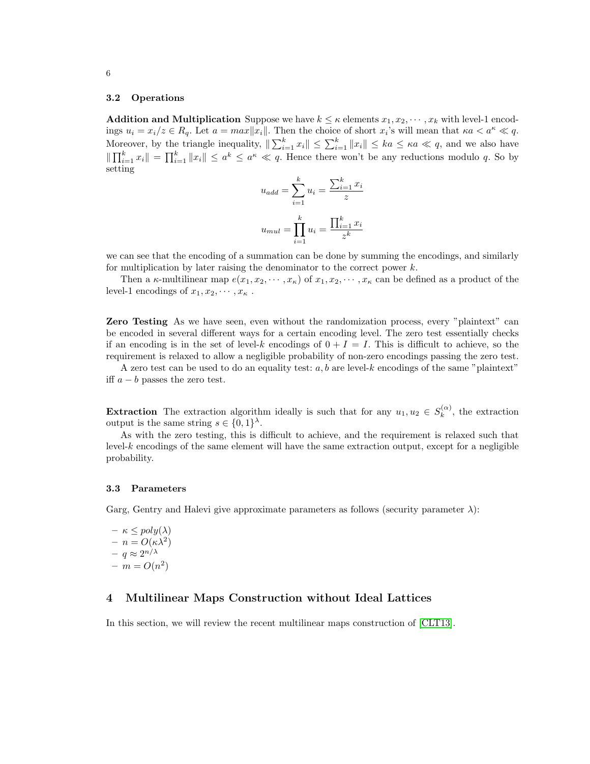### 3.2 Operations

**Addition and Multiplication** Suppose we have $k \leq \kappa$ elements $x_1, x_2, \cdots, x_k$ with level-1 encodings $u_i = x_i/z \in R_q$. Let $a = max\|x_i\|$. Then the choice of short $x_i$'s will mean that $\kappa a < a^\kappa \ll q$. Moreover, by the triangle inequality, $\|\sum_{i=1}^k x_i\| \leq \sum_{i=1}^k \|x_i\| \leq ka \leq \kappa a \ll q$, and we also have $\|\prod_{i=1}^k x_i\| = \prod_{i=1}^k \|x_i\| \leq a^k \leq a^\kappa \ll q$. Hence there won't be any reductions modulo $q$. So by setting

$$u_{add} = \sum_{i=1}^k u_i = \frac{\sum_{i=1}^k x_i}{z}$$

$$u_{mul} = \prod_{i=1}^k u_i = \frac{\prod_{i=1}^k x_i}{z^k}$$

we can see that the encoding of a summation can be done by summing the encodings, and similarly for multiplication by later raising the denominator to the correct power $k$.

Then a $\kappa$-multilinear map $e(x_1, x_2, \cdots, x_\kappa)$ of $x_1, x_2, \cdots, x_\kappa$ can be defined as a product of the level-1 encodings of $x_1, x_2, \cdots, x_\kappa$ .

**Zero Testing** As we have seen, even without the randomization process, every "plaintext" can be encoded in several different ways for a certain encoding level. The zero test essentially checks if an encoding is in the set of level-$k$ encodings of $0 + I = I$. This is difficult to achieve, so the requirement is relaxed to allow a negligible probability of non-zero encodings passing the zero test.

A zero test can be used to do an equality test: $a, b$ are level-$k$ encodings of the same "plaintext" iff $a - b$ passes the zero test.

**Extraction** The extraction algorithm ideally is such that for any $u_1, u_2 \in S_k^{(\alpha)}$, the extraction output is the same string $s \in \{0,1\}^\lambda$.

As with the zero testing, this is difficult to achieve, and the requirement is relaxed such that level-$k$ encodings of the same element will have the same extraction output, except for a negligible probability.

### 3.3 Parameters

Garg, Gentry and Halevi give approximate parameters as follows (security parameter $\lambda$):

- $\kappa \leq poly(\lambda)$
- $n = O(\kappa\lambda^2)$
- $q \approx 2^{n/\lambda}$
- $m = O(n^2)$

## 4 Multilinear Maps Construction without Ideal Lattices

In this section, we will review the recent multilinear maps construction of [CLT13].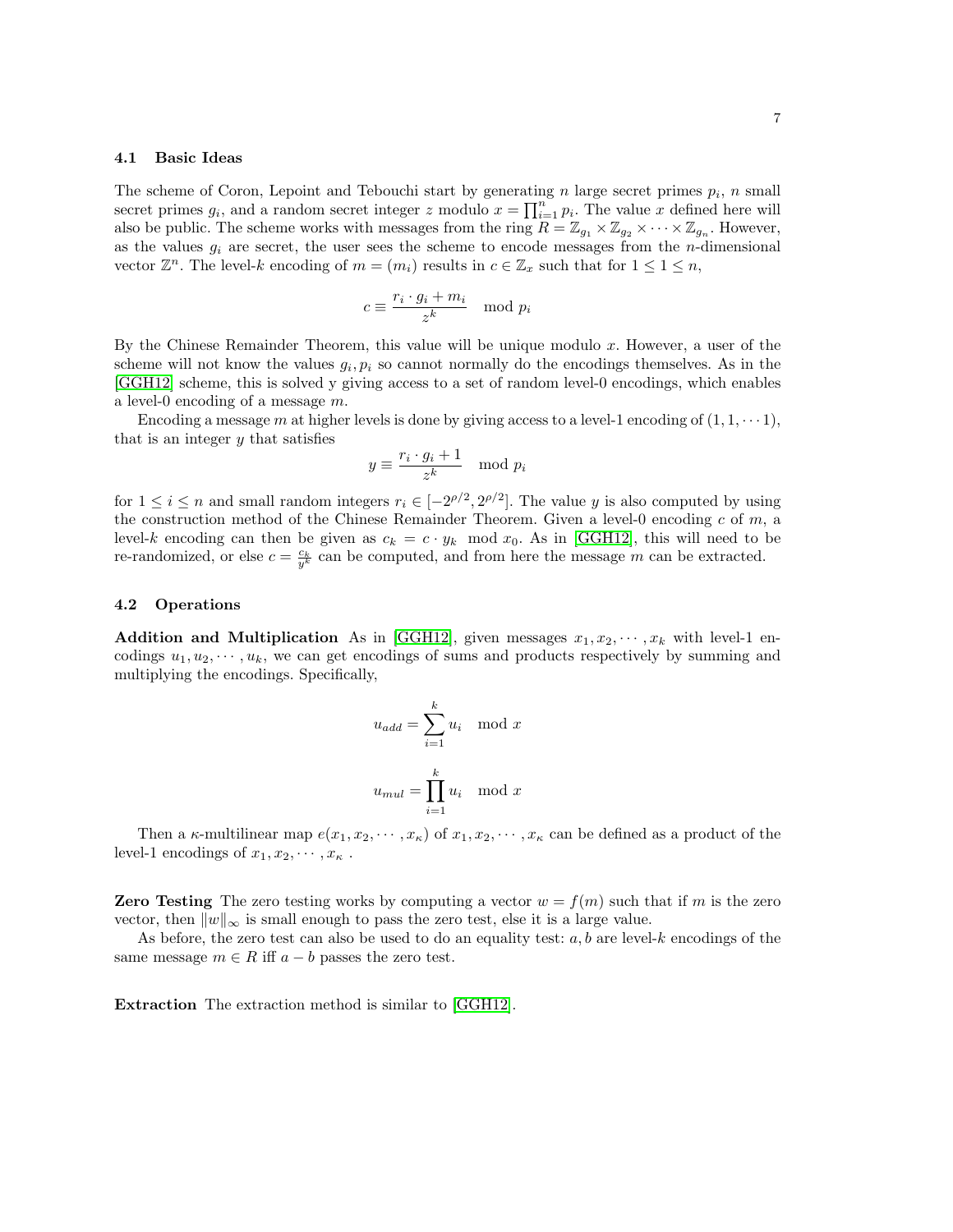### 4.1 Basic Ideas

The scheme of Coron, Lepoint and Tebouchi start by generating $n$ large secret primes $p_i$, $n$ small secret primes $g_i$, and a random secret integer $z$ modulo $x = \prod_{i=1}^{n} p_i$. The value $x$ defined here will also be public. The scheme works with messages from the ring $R = \mathbb{Z}_{g_1} \times \mathbb{Z}_{g_2} \times \cdots \times \mathbb{Z}_{g_n}$. However, as the values $g_i$ are secret, the user sees the scheme to encode messages from the $n$-dimensional vector $\mathbb{Z}^n$. The level-$k$ encoding of $m = (m_i)$ results in $c \in \mathbb{Z}_x$ such that for $1 \leq 1 \leq n$,

$$c \equiv \frac{r_i \cdot g_i + m_i}{z^k} \mod p_i$$

By the Chinese Remainder Theorem, this value will be unique modulo $x$. However, a user of the scheme will not know the values $g_i, p_i$ so cannot normally do the encodings themselves. As in the [GGH12] scheme, this is solved y giving access to a set of random level-0 encodings, which enables a level-0 encoding of a message $m$.

Encoding a message $m$ at higher levels is done by giving access to a level-1 encoding of $(1, 1, \cdots 1)$, that is an integer $y$ that satisfies

$$y \equiv \frac{r_i \cdot g_i + 1}{z^k} \mod p_i$$

for $1 \leq i \leq n$ and small random integers $r_i \in [-2^{\rho/2}, 2^{\rho/2}]$. The value $y$ is also computed by using the construction method of the Chinese Remainder Theorem. Given a level-0 encoding $c$ of $m$, a level-$k$ encoding can then be given as $c_k = c \cdot y_k \mod x_0$. As in [GGH12], this will need to be re-randomized, or else $c = \frac{c_k}{y^k}$ can be computed, and from here the message $m$ can be extracted.

### 4.2 Operations

**Addition and Multiplication** As in [GGH12], given messages $x_1, x_2, \cdots, x_k$ with level-1 encodings $u_1, u_2, \cdots, u_k$, we can get encodings of sums and products respectively by summing and multiplying the encodings. Specifically,

$$u_{add} = \sum_{i=1}^{k} u_i \mod x$$

$$u_{mul} = \prod_{i=1}^{k} u_i \mod x$$

Then a $\kappa$-multilinear map $e(x_1, x_2, \cdots, x_\kappa)$ of $x_1, x_2, \cdots, x_\kappa$ can be defined as a product of the level-1 encodings of $x_1, x_2, \cdots, x_\kappa$ .

**Zero Testing** The zero testing works by computing a vector $w = f(m)$ such that if $m$ is the zero vector, then $\|w\|_\infty$ is small enough to pass the zero test, else it is a large value.

As before, the zero test can also be used to do an equality test: $a, b$ are level-$k$ encodings of the same message $m \in R$ iff $a - b$ passes the zero test.

**Extraction** The extraction method is similar to [GGH12].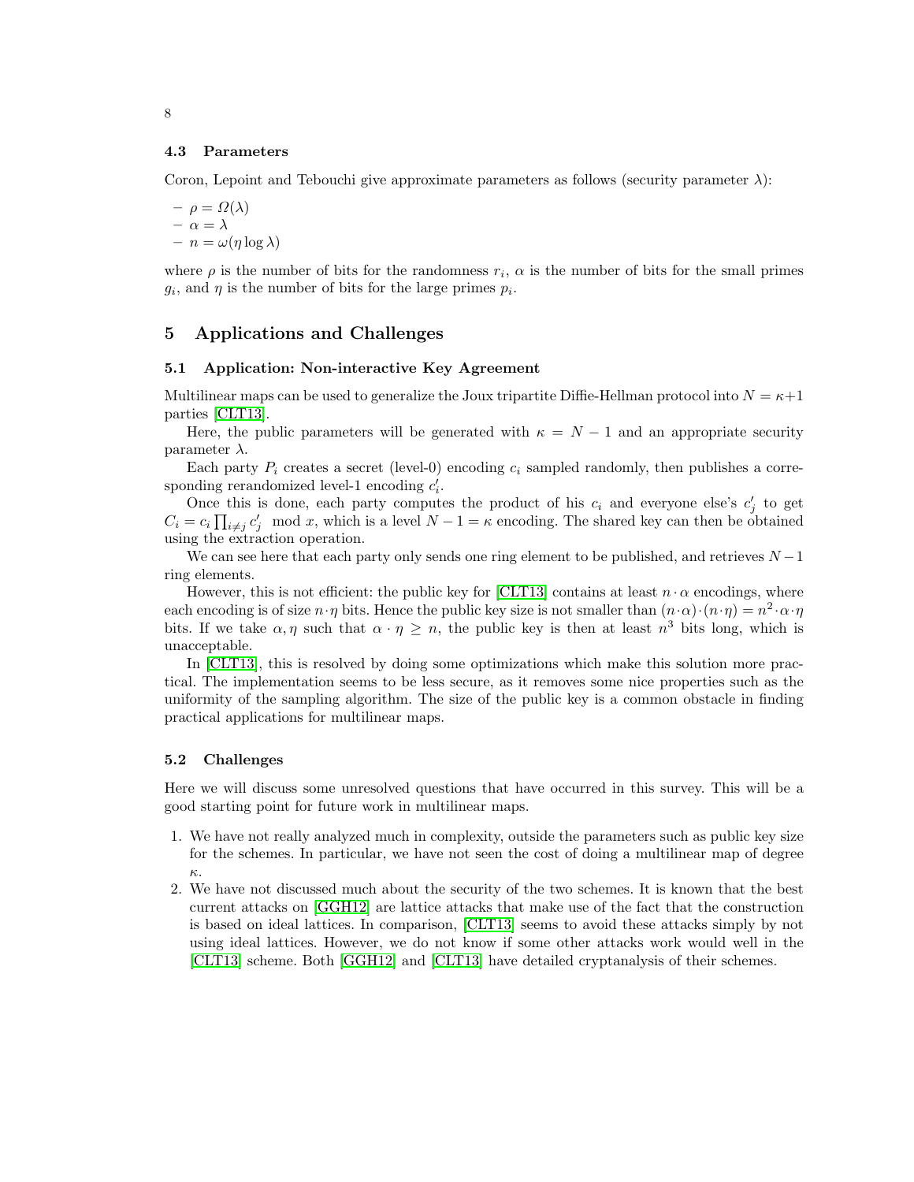### 4.3 Parameters

Coron, Lepoint and Tebouchi give approximate parameters as follows (security parameter $\lambda$):

- $\rho = \Omega(\lambda)$
- $\alpha = \lambda$
- $n = \omega(\eta \log \lambda)$

where $\rho$ is the number of bits for the randomness $r_i$, $\alpha$ is the number of bits for the small primes $g_i$, and $\eta$ is the number of bits for the large primes $p_i$.

## 5 Applications and Challenges

### 5.1 Application: Non-interactive Key Agreement

Multilinear maps can be used to generalize the Joux tripartite Diffie-Hellman protocol into $N = \kappa + 1$ parties [CLT13].

Here, the public parameters will be generated with $\kappa = N - 1$ and an appropriate security parameter $\lambda$.

Each party $P_i$ creates a secret (level-0) encoding $c_i$ sampled randomly, then publishes a corresponding rerandomized level-1 encoding $c'_i$.

Once this is done, each party computes the product of his $c_i$ and everyone else's $c'_j$ to get $C_i = c_i \prod_{i \neq j} c'_j \mod x$, which is a level $N - 1 = \kappa$ encoding. The shared key can then be obtained using the extraction operation.

We can see here that each party only sends one ring element to be published, and retrieves $N-1$ ring elements.

However, this is not efficient: the public key for [CLT13] contains at least $n \cdot \alpha$ encodings, where each encoding is of size $n \cdot \eta$ bits. Hence the public key size is not smaller than $(n \cdot \alpha) \cdot (n \cdot \eta) = n^2 \cdot \alpha \cdot \eta$ bits. If we take $\alpha, \eta$ such that $\alpha \cdot \eta \geq n$, the public key is then at least $n^3$ bits long, which is unacceptable.

In [CLT13], this is resolved by doing some optimizations which make this solution more practical. The implementation seems to be less secure, as it removes some nice properties such as the uniformity of the sampling algorithm. The size of the public key is a common obstacle in finding practical applications for multilinear maps.

### 5.2 Challenges

Here we will discuss some unresolved questions that have occurred in this survey. This will be a good starting point for future work in multilinear maps.

1. We have not really analyzed much in complexity, outside the parameters such as public key size for the schemes. In particular, we have not seen the cost of doing a multilinear map of degree $\kappa$.
2. We have not discussed much about the security of the two schemes. It is known that the best current attacks on [GGH12] are lattice attacks that make use of the fact that the construction is based on ideal lattices. In comparison, [CLT13] seems to avoid these attacks simply by not using ideal lattices. However, we do not know if some other attacks work would well in the [CLT13] scheme. Both [GGH12] and [CLT13] have detailed cryptanalysis of their schemes.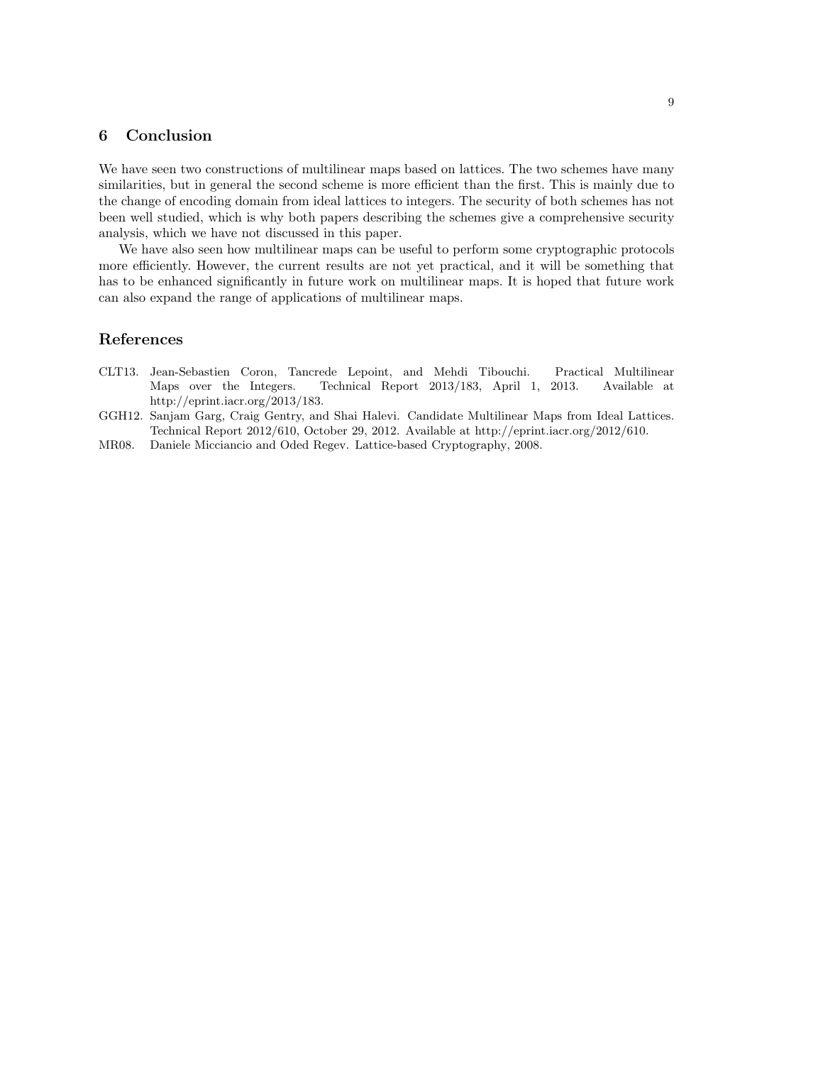## 6 Conclusion

We have seen two constructions of multilinear maps based on lattices. The two schemes have many similarities, but in general the second scheme is more efficient than the first. This is mainly due to the change of encoding domain from ideal lattices to integers. The security of both schemes has not been well studied, which is why both papers describing the schemes give a comprehensive security analysis, which we have not discussed in this paper.

We have also seen how multilinear maps can be useful to perform some cryptographic protocols more efficiently. However, the current results are not yet practical, and it will be something that has to be enhanced significantly in future work on multilinear maps. It is hoped that future work can also expand the range of applications of multilinear maps.

## References

CLT13. Jean-Sebastien Coron, Tancrede Lepoint, and Mehdi Tibouchi. Practical Multilinear Maps over the Integers. Technical Report 2013/183, April 1, 2013. Available at http://eprint.iacr.org/2013/183.

GGH12. Sanjam Garg, Craig Gentry, and Shai Halevi. Candidate Multilinear Maps from Ideal Lattices. Technical Report 2012/610, October 29, 2012. Available at http://eprint.iacr.org/2012/610.

MR08. Daniele Micciancio and Oded Regev. Lattice-based Cryptography, 2008.